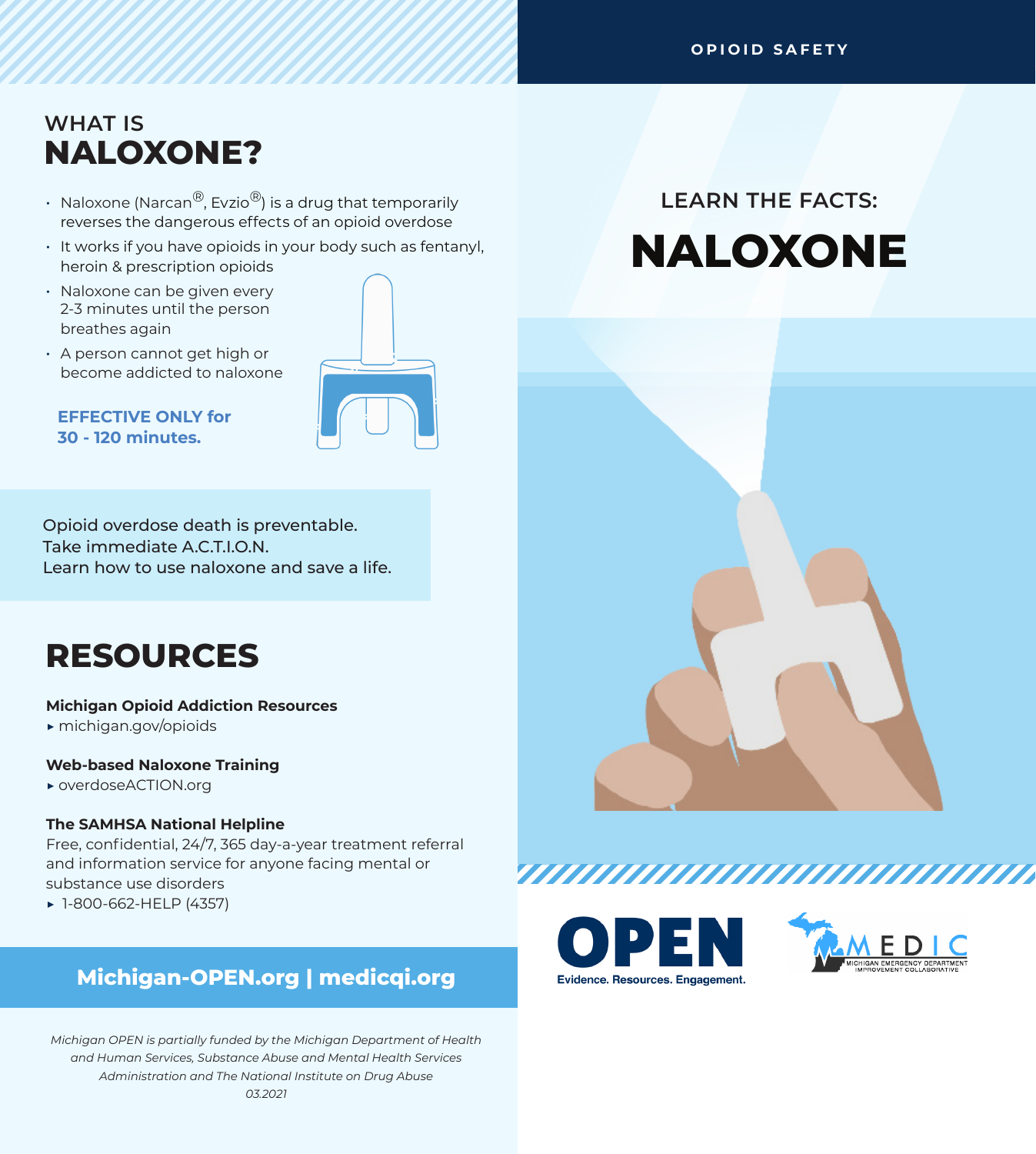## WHAT IS

# NALOXONE?

- Naloxone (Narcan®, Evzio®) is a drug that temporarily reverses the dangerous effects of an opioid overdose
- It works if you have opioids in your body such as fentanyl, heroin & prescription opioids
- Naloxone can be given every 2-3 minutes until the person breathes again
- A person cannot get high or become addicted to naloxone

**EFFECTIVE ONLY for 30 - 120 minutes.**

Opioid overdose death is preventable.
Take immediate A.C.T.I.O.N.
Learn how to use naloxone and save a life.

# RESOURCES

**Michigan Opioid Addiction Resources**
▸ michigan.gov/opioids

**Web-based Naloxone Training**
▸ overdoseACTION.org

**The SAMHSA National Helpline**
Free, confidential, 24/7, 365 day-a-year treatment referral and information service for anyone facing mental or substance use disorders
▸ 1-800-662-HELP (4357)

**Michigan-OPEN.org | medicqi.org**

*Michigan OPEN is partially funded by the Michigan Department of Health and Human Services, Substance Abuse and Mental Health Services Administration and The National Institute on Drug Abuse*
*03.2021*

OPIOID SAFETY

## LEARN THE FACTS:

# NALOXONE

OPEN
Evidence. Resources. Engagement.

MEDIC
MICHIGAN EMERGENCY DEPARTMENT IMPROVEMENT COLLABORATIVE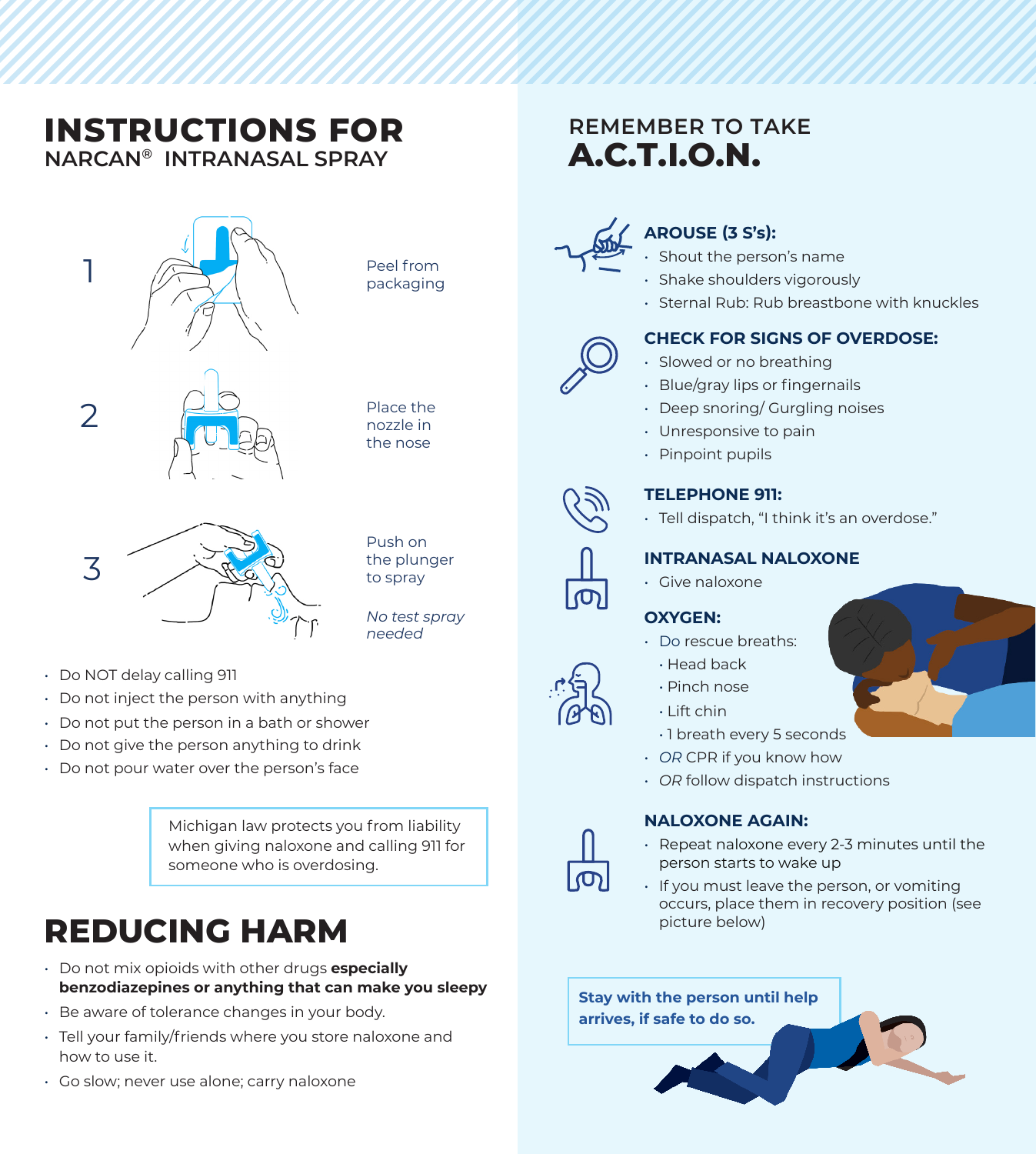# INSTRUCTIONS FOR

## NARCAN® INTRANASAL SPRAY

1 Peel from packaging

2 Place the nozzle in the nose

3 Push on the plunger to spray

*No test spray needed*

- Do NOT delay calling 911
- Do not inject the person with anything
- Do not put the person in a bath or shower
- Do not give the person anything to drink
- Do not pour water over the person's face

Michigan law protects you from liability when giving naloxone and calling 911 for someone who is overdosing.

# REDUCING HARM

- Do not mix opioids with other drugs **especially benzodiazepines or anything that can make you sleepy**
- Be aware of tolerance changes in your body.
- Tell your family/friends where you store naloxone and how to use it.
- Go slow; never use alone; carry naloxone

## REMEMBER TO TAKE

# A.C.T.I.O.N.

### AROUSE (3 S's):

- Shout the person's name
- Shake shoulders vigorously
- Sternal Rub: Rub breastbone with knuckles

### CHECK FOR SIGNS OF OVERDOSE:

- Slowed or no breathing
- Blue/gray lips or fingernails
- Deep snoring/ Gurgling noises
- Unresponsive to pain
- Pinpoint pupils

### TELEPHONE 911:

- Tell dispatch, "I think it's an overdose."

### INTRANASAL NALOXONE

- Give naloxone

### OXYGEN:

- Do rescue breaths:
  - Head back
  - Pinch nose
  - Lift chin
  - 1 breath every 5 seconds
- *OR* CPR if you know how
- *OR* follow dispatch instructions

### NALOXONE AGAIN:

- Repeat naloxone every 2-3 minutes until the person starts to wake up
- If you must leave the person, or vomiting occurs, place them in recovery position (see picture below)

**Stay with the person until help arrives, if safe to do so.**